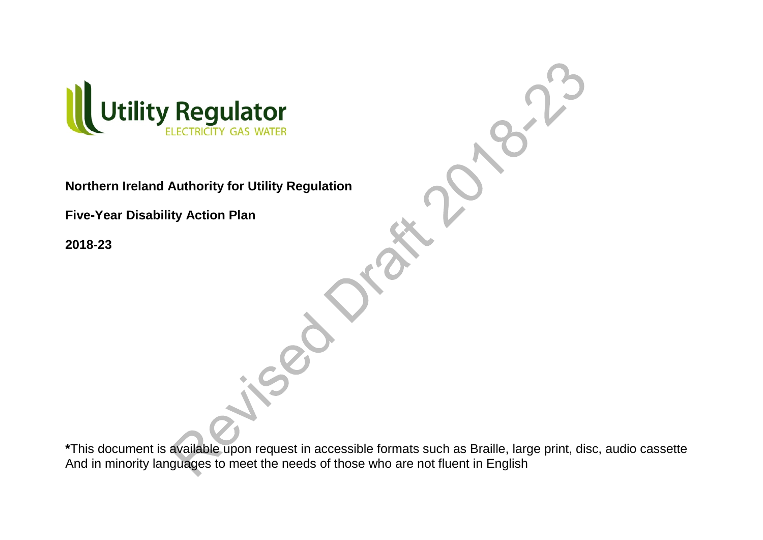Utility Regulator
ELECTRICITY GAS WATER

**Northern Ireland Authority for Utility Regulation**

**Five-Year Disability Action Plan**

**2018-23**

Revised Draft 2018-23

**\***This document is available upon request in accessible formats such as Braille, large print, disc, audio cassette
And in minority languages to meet the needs of those who are not fluent in English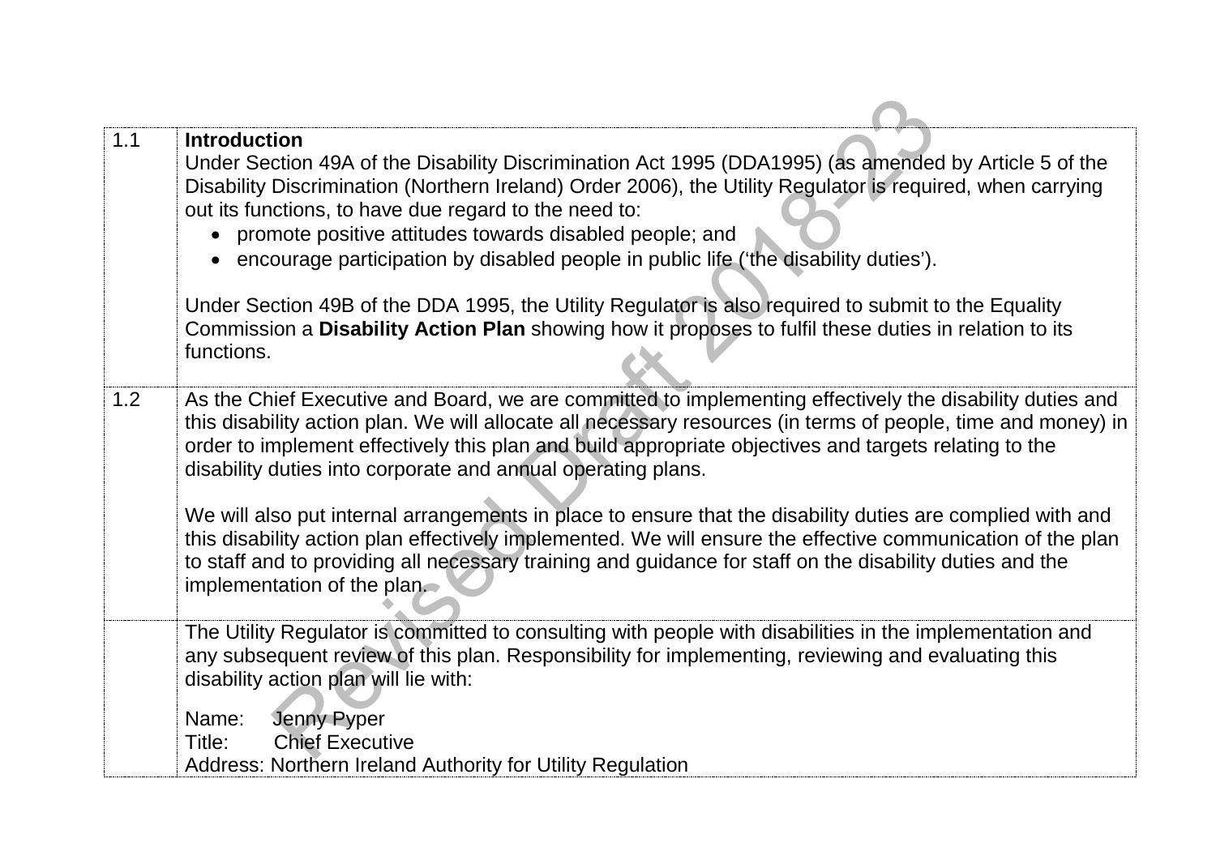| | |
|---|---|
| 1.1 | **Introduction**<br>Under Section 49A of the Disability Discrimination Act 1995 (DDA1995) (as amended by Article 5 of the Disability Discrimination (Northern Ireland) Order 2006), the Utility Regulator is required, when carrying out its functions, to have due regard to the need to:<br>• promote positive attitudes towards disabled people; and<br>• encourage participation by disabled people in public life ('the disability duties').<br><br>Under Section 49B of the DDA 1995, the Utility Regulator is also required to submit to the Equality Commission a **Disability Action Plan** showing how it proposes to fulfil these duties in relation to its functions. |
| 1.2 | As the Chief Executive and Board, we are committed to implementing effectively the disability duties and this disability action plan. We will allocate all necessary resources (in terms of people, time and money) in order to implement effectively this plan and build appropriate objectives and targets relating to the disability duties into corporate and annual operating plans.<br><br>We will also put internal arrangements in place to ensure that the disability duties are complied with and this disability action plan effectively implemented. We will ensure the effective communication of the plan to staff and to providing all necessary training and guidance for staff on the disability duties and the implementation of the plan. |
| | The Utility Regulator is committed to consulting with people with disabilities in the implementation and any subsequent review of this plan. Responsibility for implementing, reviewing and evaluating this disability action plan will lie with:<br><br>Name: Jenny Pyper<br>Title: Chief Executive<br>Address: Northern Ireland Authority for Utility Regulation |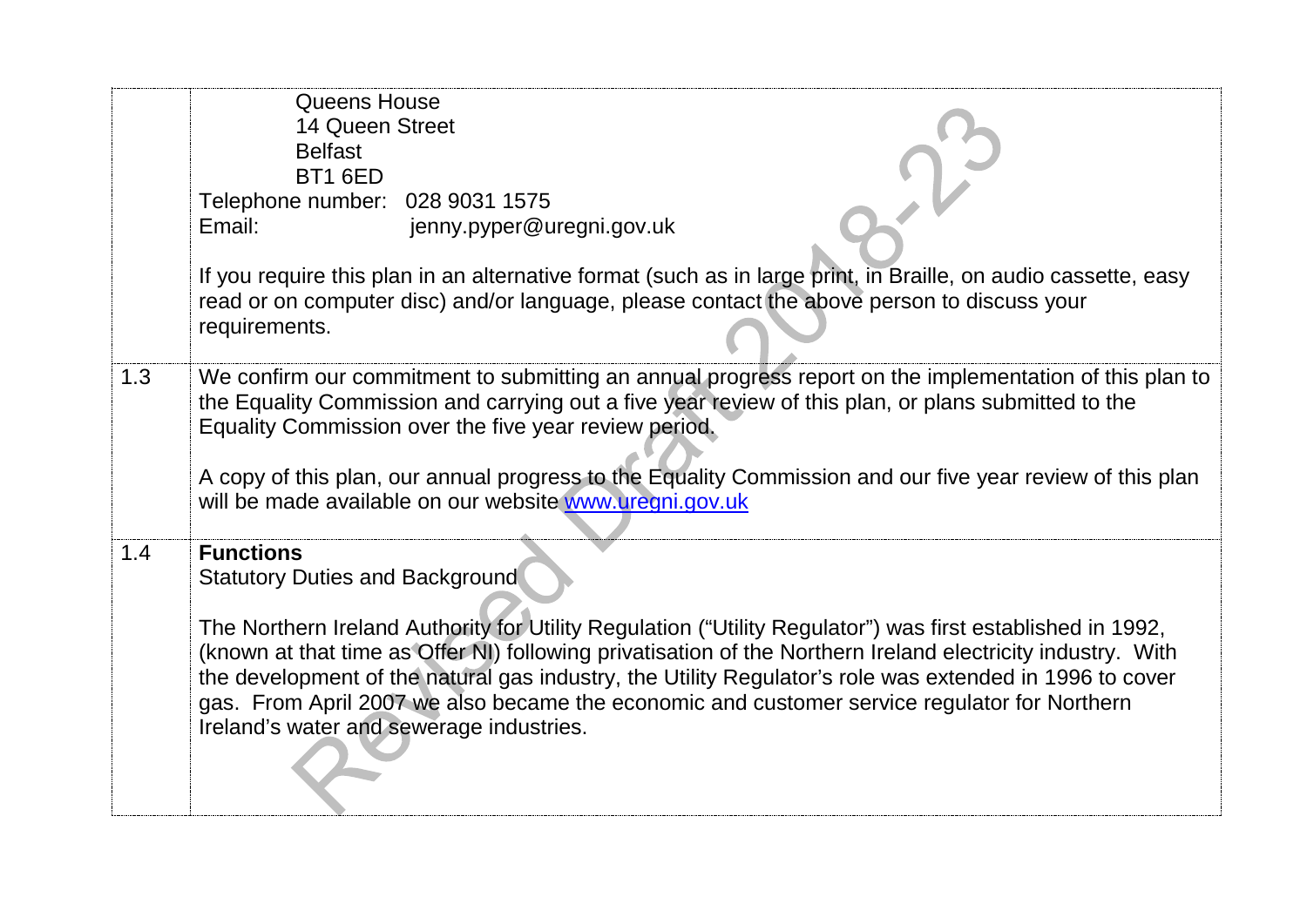|  |  |
|---|---|
|  | Queens House<br>14 Queen Street<br>Belfast<br>BT1 6ED<br>Telephone number: 028 9031 1575<br>Email: jenny.pyper@uregni.gov.uk<br><br>If you require this plan in an alternative format (such as in large print, in Braille, on audio cassette, easy read or on computer disc) and/or language, please contact the above person to discuss your requirements. |
| 1.3 | We confirm our commitment to submitting an annual progress report on the implementation of this plan to the Equality Commission and carrying out a five year review of this plan, or plans submitted to the Equality Commission over the five year review period.<br><br>A copy of this plan, our annual progress to the Equality Commission and our five year review of this plan will be made available on our website [www.uregni.gov.uk](http://www.uregni.gov.uk) |
| 1.4 | **Functions**<br>Statutory Duties and Background<br><br>The Northern Ireland Authority for Utility Regulation ("Utility Regulator") was first established in 1992, (known at that time as Offer NI) following privatisation of the Northern Ireland electricity industry. With the development of the natural gas industry, the Utility Regulator's role was extended in 1996 to cover gas. From April 2007 we also became the economic and customer service regulator for Northern Ireland's water and sewerage industries. |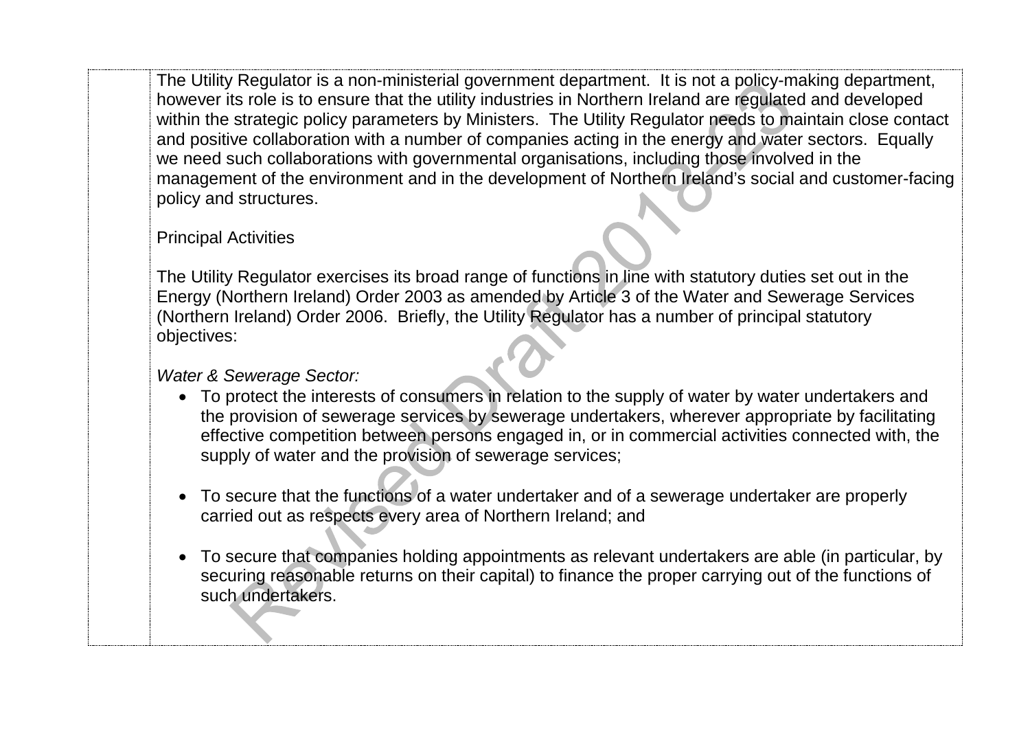The Utility Regulator is a non-ministerial government department. It is not a policy-making department, however its role is to ensure that the utility industries in Northern Ireland are regulated and developed within the strategic policy parameters by Ministers. The Utility Regulator needs to maintain close contact and positive collaboration with a number of companies acting in the energy and water sectors. Equally we need such collaborations with governmental organisations, including those involved in the management of the environment and in the development of Northern Ireland's social and customer-facing policy and structures.

Principal Activities

The Utility Regulator exercises its broad range of functions in line with statutory duties set out in the Energy (Northern Ireland) Order 2003 as amended by Article 3 of the Water and Sewerage Services (Northern Ireland) Order 2006. Briefly, the Utility Regulator has a number of principal statutory objectives:

*Water & Sewerage Sector:*

- To protect the interests of consumers in relation to the supply of water by water undertakers and the provision of sewerage services by sewerage undertakers, wherever appropriate by facilitating effective competition between persons engaged in, or in commercial activities connected with, the supply of water and the provision of sewerage services;

- To secure that the functions of a water undertaker and of a sewerage undertaker are properly carried out as respects every area of Northern Ireland; and

- To secure that companies holding appointments as relevant undertakers are able (in particular, by securing reasonable returns on their capital) to finance the proper carrying out of the functions of such undertakers.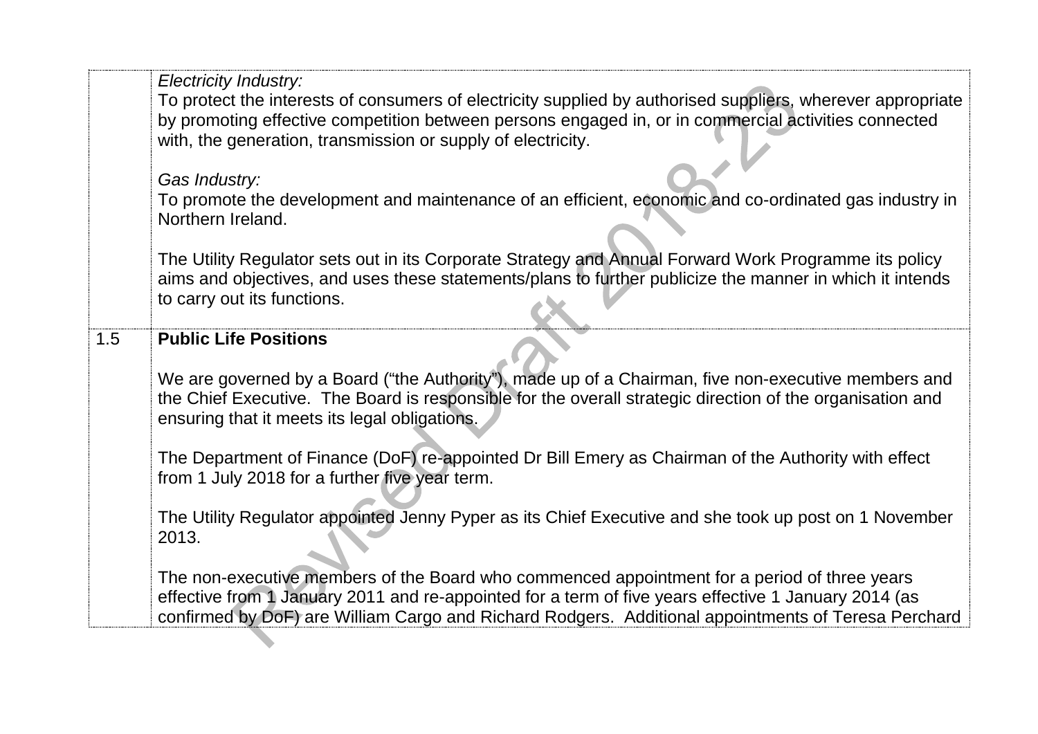| | |
|---|---|
| | *Electricity Industry:*<br>To protect the interests of consumers of electricity supplied by authorised suppliers, wherever appropriate by promoting effective competition between persons engaged in, or in commercial activities connected with, the generation, transmission or supply of electricity.<br><br>*Gas Industry:*<br>To promote the development and maintenance of an efficient, economic and co-ordinated gas industry in Northern Ireland.<br><br>The Utility Regulator sets out in its Corporate Strategy and Annual Forward Work Programme its policy aims and objectives, and uses these statements/plans to further publicize the manner in which it intends to carry out its functions. |
| 1.5 | **Public Life Positions**<br><br>We are governed by a Board ("the Authority"), made up of a Chairman, five non-executive members and the Chief Executive. The Board is responsible for the overall strategic direction of the organisation and ensuring that it meets its legal obligations.<br><br>The Department of Finance (DoF) re-appointed Dr Bill Emery as Chairman of the Authority with effect from 1 July 2018 for a further five year term.<br><br>The Utility Regulator appointed Jenny Pyper as its Chief Executive and she took up post on 1 November 2013.<br><br>The non-executive members of the Board who commenced appointment for a period of three years effective from 1 January 2011 and re-appointed for a term of five years effective 1 January 2014 (as confirmed by DoF) are William Cargo and Richard Rodgers. Additional appointments of Teresa Perchard |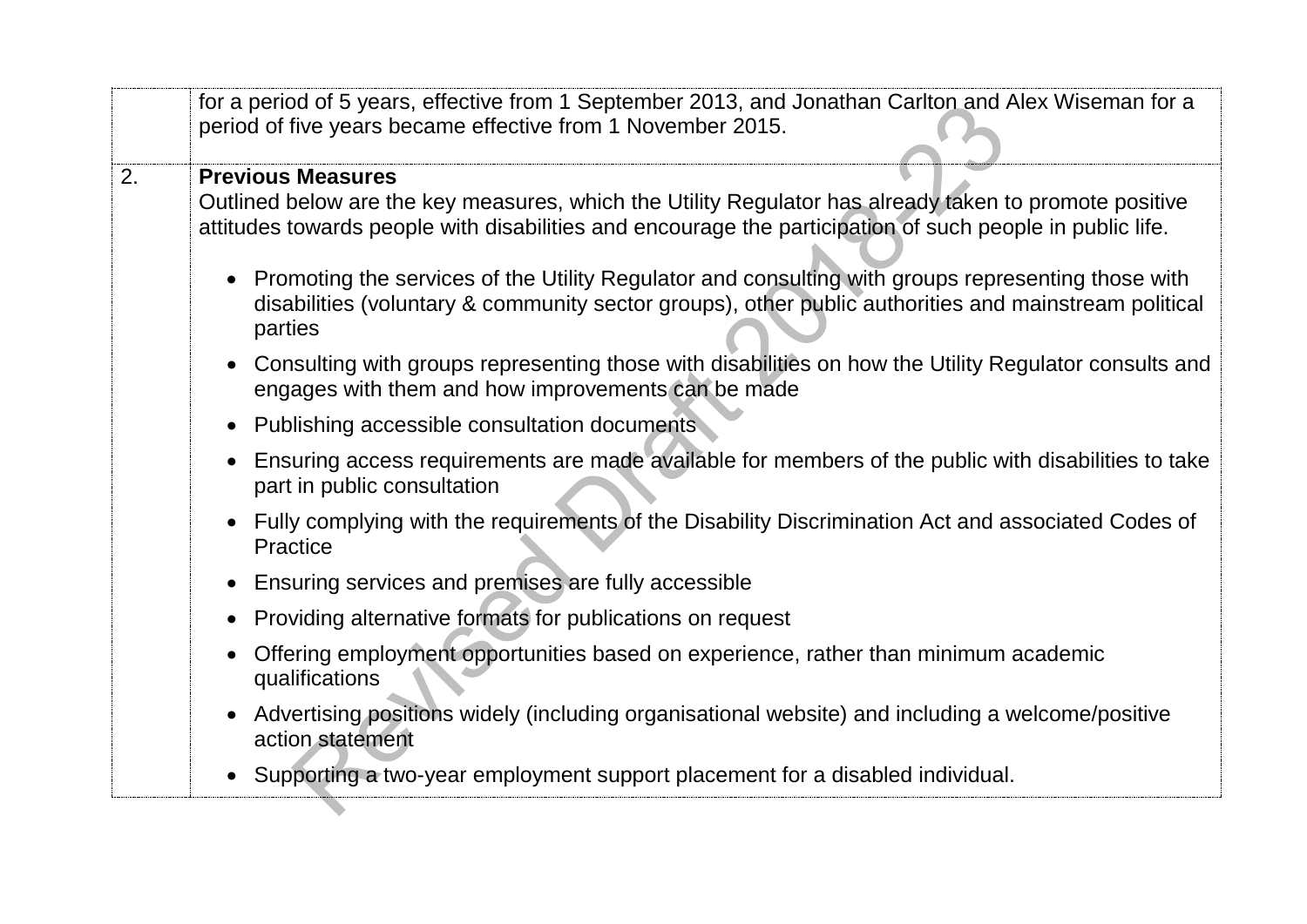| | |
|---|---|
| | for a period of 5 years, effective from 1 September 2013, and Jonathan Carlton and Alex Wiseman for a period of five years became effective from 1 November 2015. |
| 2. | **Previous Measures**<br>Outlined below are the key measures, which the Utility Regulator has already taken to promote positive attitudes towards people with disabilities and encourage the participation of such people in public life.<br><br>• Promoting the services of the Utility Regulator and consulting with groups representing those with disabilities (voluntary & community sector groups), other public authorities and mainstream political parties<br>• Consulting with groups representing those with disabilities on how the Utility Regulator consults and engages with them and how improvements can be made<br>• Publishing accessible consultation documents<br>• Ensuring access requirements are made available for members of the public with disabilities to take part in public consultation<br>• Fully complying with the requirements of the Disability Discrimination Act and associated Codes of Practice<br>• Ensuring services and premises are fully accessible<br>• Providing alternative formats for publications on request<br>• Offering employment opportunities based on experience, rather than minimum academic qualifications<br>• Advertising positions widely (including organisational website) and including a welcome/positive action statement<br>• Supporting a two-year employment support placement for a disabled individual. |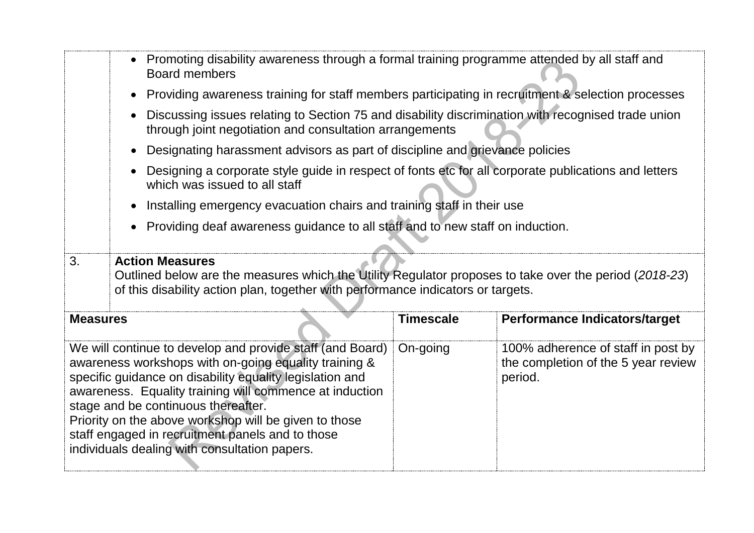- Promoting disability awareness through a formal training programme attended by all staff and Board members
- Providing awareness training for staff members participating in recruitment & selection processes
- Discussing issues relating to Section 75 and disability discrimination with recognised trade union through joint negotiation and consultation arrangements
- Designating harassment advisors as part of discipline and grievance policies
- Designing a corporate style guide in respect of fonts etc for all corporate publications and letters which was issued to all staff
- Installing emergency evacuation chairs and training staff in their use
- Providing deaf awareness guidance to all staff and to new staff on induction.

3. **Action Measures**

Outlined below are the measures which the Utility Regulator proposes to take over the period (*2018-23*) of this disability action plan, together with performance indicators or targets.

| Measures | Timescale | Performance Indicators/target |
|---|---|---|
| We will continue to develop and provide staff (and Board) awareness workshops with on-going equality training & specific guidance on disability equality legislation and awareness. Equality training will commence at induction stage and be continuous thereafter.<br>Priority on the above workshop will be given to those staff engaged in recruitment panels and to those individuals dealing with consultation papers. | On-going | 100% adherence of staff in post by the completion of the 5 year review period. |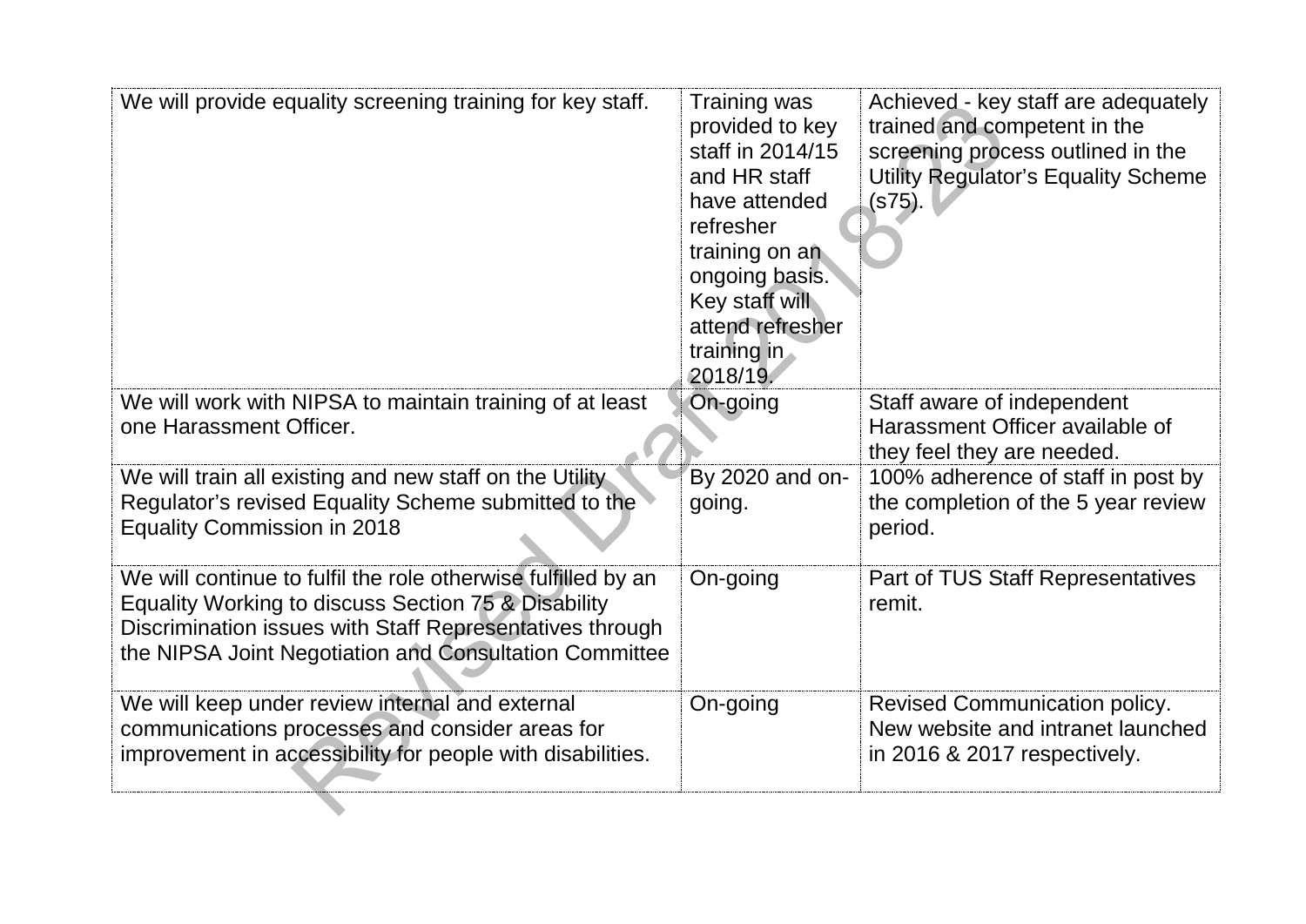| | | |
|---|---|---|
| We will provide equality screening training for key staff. | Training was provided to key staff in 2014/15 and HR staff have attended refresher training on an ongoing basis. Key staff will attend refresher training in 2018/19. | Achieved - key staff are adequately trained and competent in the screening process outlined in the Utility Regulator's Equality Scheme (s75). |
| We will work with NIPSA to maintain training of at least one Harassment Officer. | On-going | Staff aware of independent Harassment Officer available of they feel they are needed. |
| We will train all existing and new staff on the Utility Regulator's revised Equality Scheme submitted to the Equality Commission in 2018 | By 2020 and on-going. | 100% adherence of staff in post by the completion of the 5 year review period. |
| We will continue to fulfil the role otherwise fulfilled by an Equality Working to discuss Section 75 & Disability Discrimination issues with Staff Representatives through the NIPSA Joint Negotiation and Consultation Committee | On-going | Part of TUS Staff Representatives remit. |
| We will keep under review internal and external communications processes and consider areas for improvement in accessibility for people with disabilities. | On-going | Revised Communication policy. New website and intranet launched in 2016 & 2017 respectively. |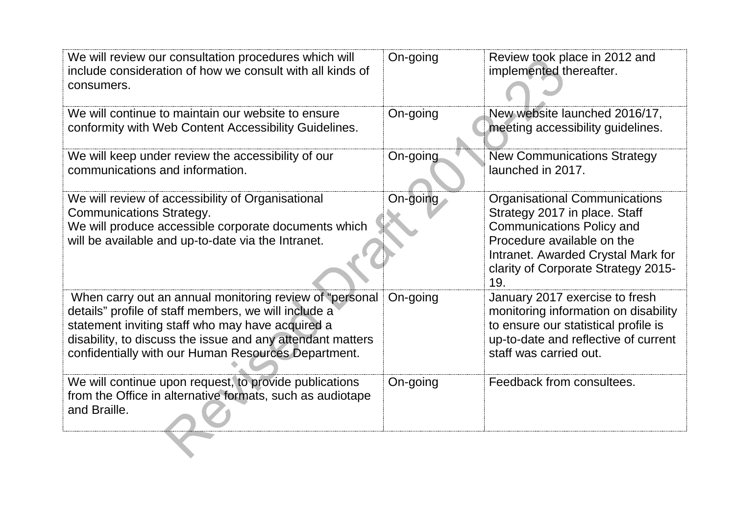| | | |
|---|---|---|
| We will review our consultation procedures which will include consideration of how we consult with all kinds of consumers. | On-going | Review took place in 2012 and implemented thereafter. |
| We will continue to maintain our website to ensure conformity with Web Content Accessibility Guidelines. | On-going | New website launched 2016/17, meeting accessibility guidelines. |
| We will keep under review the accessibility of our communications and information. | On-going | New Communications Strategy launched in 2017. |
| We will review of accessibility of Organisational Communications Strategy.<br>We will produce accessible corporate documents which will be available and up-to-date via the Intranet. | On-going | Organisational Communications Strategy 2017 in place. Staff Communications Policy and Procedure available on the Intranet. Awarded Crystal Mark for clarity of Corporate Strategy 2015-19. |
| When carry out an annual monitoring review of "personal details" profile of staff members, we will include a statement inviting staff who may have acquired a disability, to discuss the issue and any attendant matters confidentially with our Human Resources Department. | On-going | January 2017 exercise to fresh monitoring information on disability to ensure our statistical profile is up-to-date and reflective of current staff was carried out. |
| We will continue upon request, to provide publications from the Office in alternative formats, such as audiotape and Braille. | On-going | Feedback from consultees. |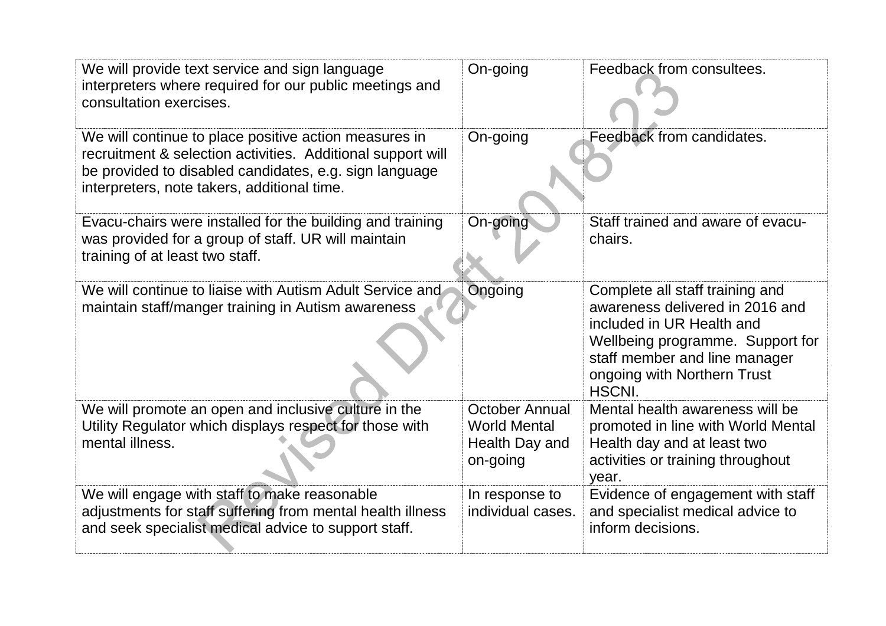| | | |
|---|---|---|
| We will provide text service and sign language interpreters where required for our public meetings and consultation exercises. | On-going | Feedback from consultees. |
| We will continue to place positive action measures in recruitment & selection activities. Additional support will be provided to disabled candidates, e.g. sign language interpreters, note takers, additional time. | On-going | Feedback from candidates. |
| Evacu-chairs were installed for the building and training was provided for a group of staff. UR will maintain training of at least two staff. | On-going | Staff trained and aware of evacu-chairs. |
| We will continue to liaise with Autism Adult Service and maintain staff/manger training in Autism awareness | Ongoing | Complete all staff training and awareness delivered in 2016 and included in UR Health and Wellbeing programme. Support for staff member and line manager ongoing with Northern Trust HSCNI. |
| We will promote an open and inclusive culture in the Utility Regulator which displays respect for those with mental illness. | October Annual World Mental Health Day and on-going | Mental health awareness will be promoted in line with World Mental Health day and at least two activities or training throughout year. |
| We will engage with staff to make reasonable adjustments for staff suffering from mental health illness and seek specialist medical advice to support staff. | In response to individual cases. | Evidence of engagement with staff and specialist medical advice to inform decisions. |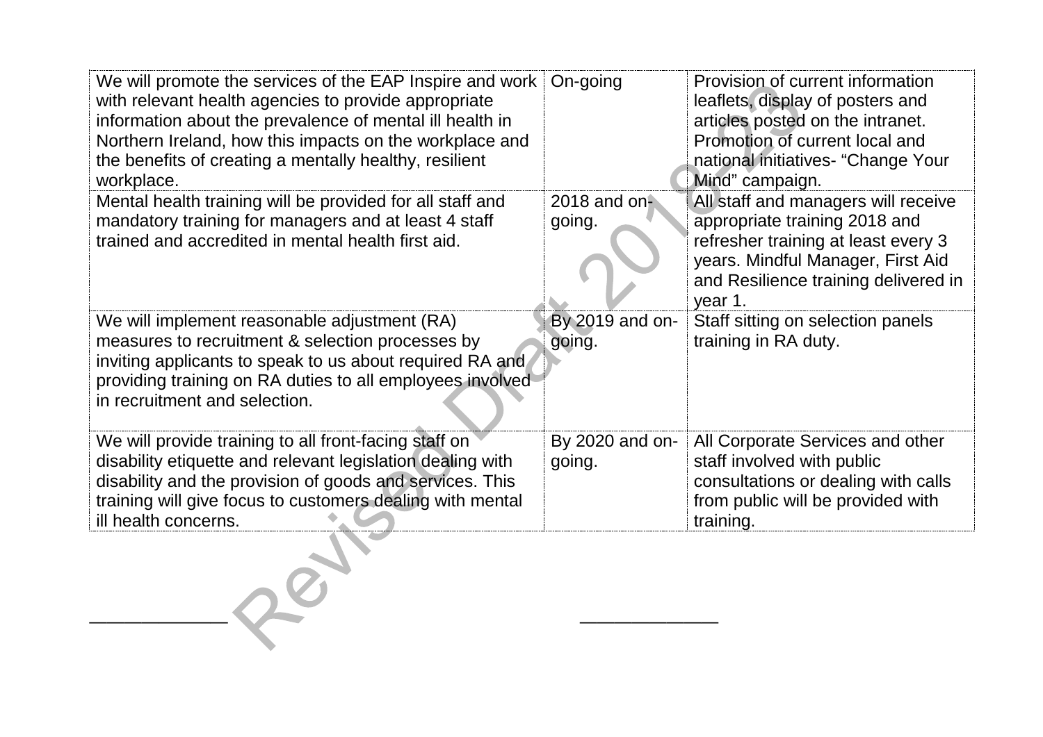| | | |
|---|---|---|
| We will promote the services of the EAP Inspire and work with relevant health agencies to provide appropriate information about the prevalence of mental ill health in Northern Ireland, how this impacts on the workplace and the benefits of creating a mentally healthy, resilient workplace. | On-going | Provision of current information leaflets, display of posters and articles posted on the intranet. Promotion of current local and national initiatives- "Change Your Mind" campaign. |
| Mental health training will be provided for all staff and mandatory training for managers and at least 4 staff trained and accredited in mental health first aid. | 2018 and on-going. | All staff and managers will receive appropriate training 2018 and refresher training at least every 3 years. Mindful Manager, First Aid and Resilience training delivered in year 1. |
| We will implement reasonable adjustment (RA) measures to recruitment & selection processes by inviting applicants to speak to us about required RA and providing training on RA duties to all employees involved in recruitment and selection. | By 2019 and on-going. | Staff sitting on selection panels training in RA duty. |
| We will provide training to all front-facing staff on disability etiquette and relevant legislation dealing with disability and the provision of goods and services. This training will give focus to customers dealing with mental ill health concerns. | By 2020 and on-going. | All Corporate Services and other staff involved with public consultations or dealing with calls from public will be provided with training. |

_____________ _____________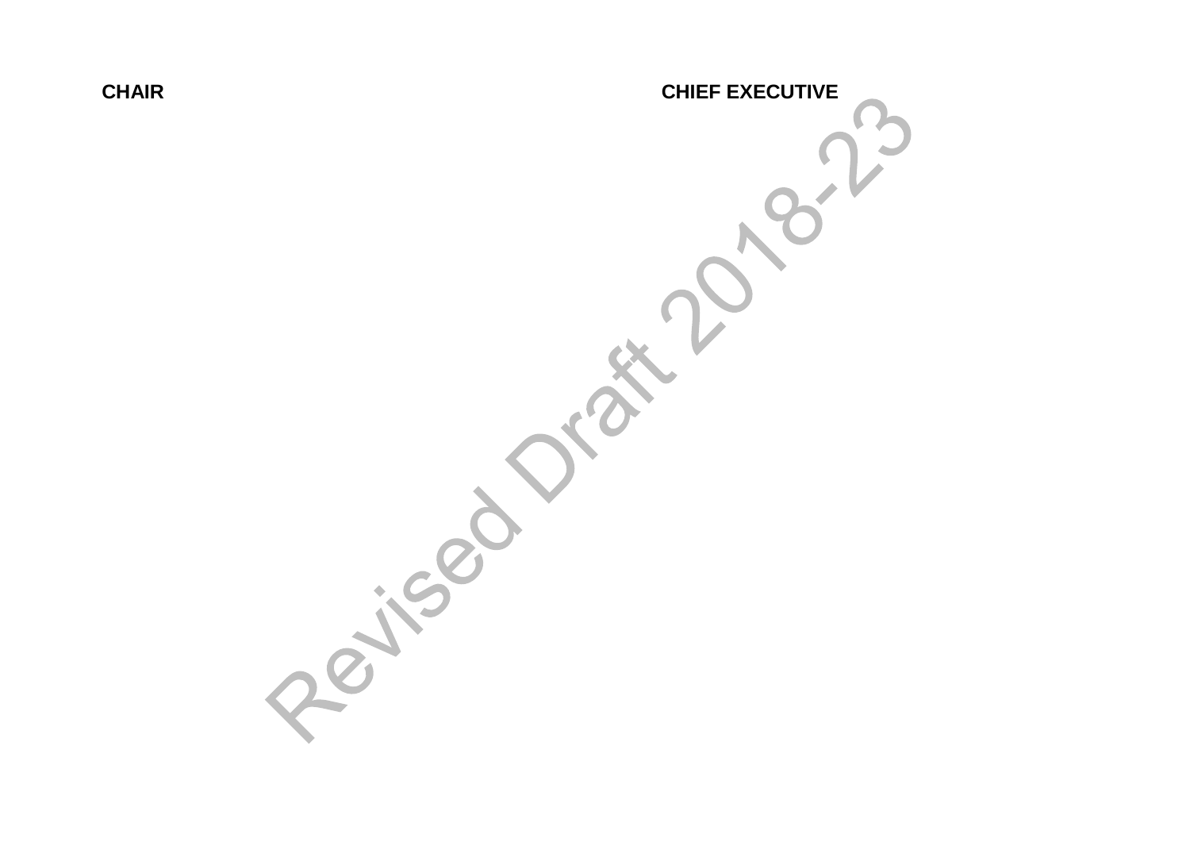**CHAIR**

**CHIEF EXECUTIVE**

Revised Draft 2018-23